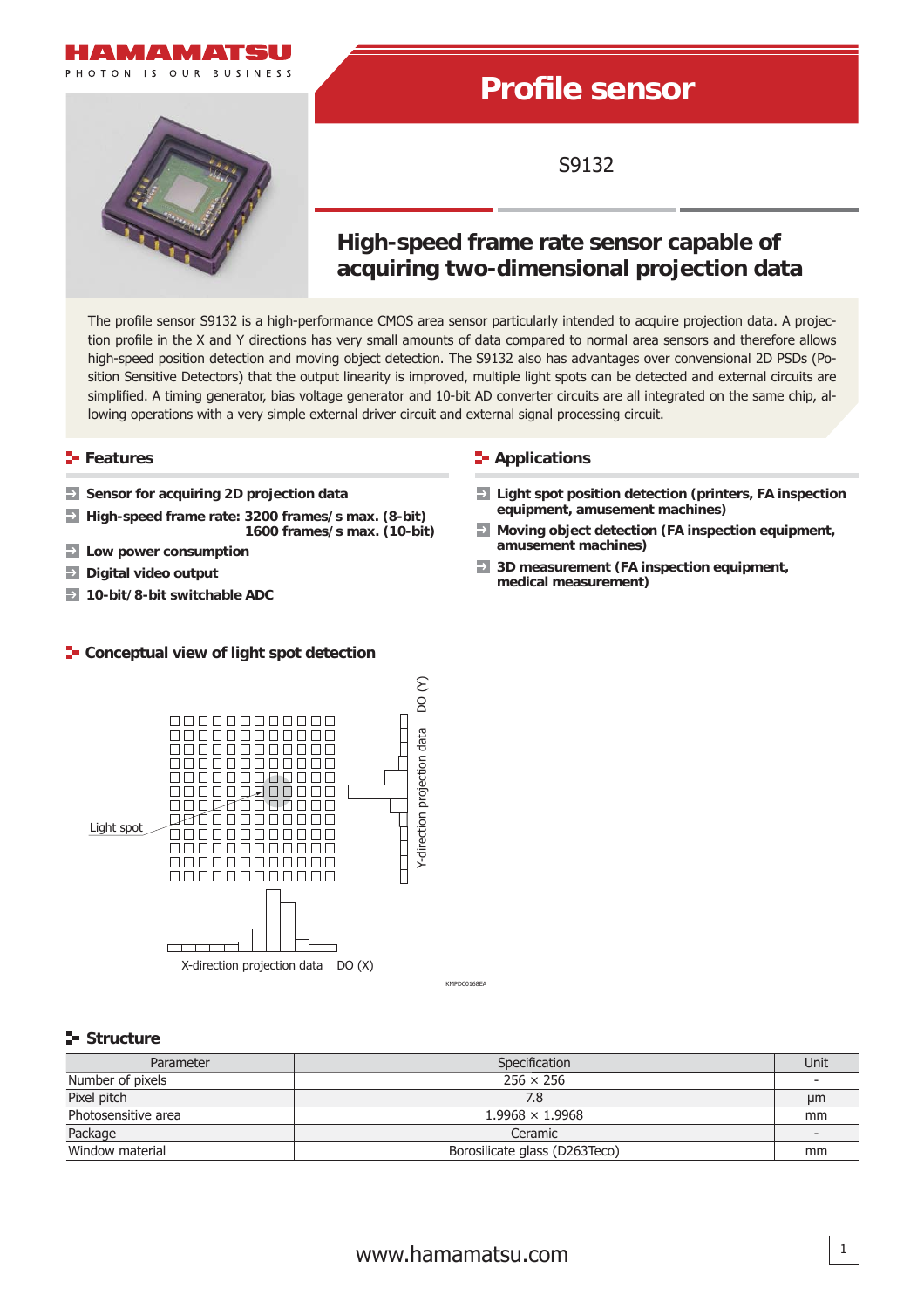HAMAMATSU

PHOTON IS OUR BUSINESS

# Profile sensor

S9132

## High-speed frame rate sensor capable of acquiring two-dimensional projection data

The profile sensor S9132 is a high-performance CMOS area sensor particularly intended to acquire projection data. A projection profile in the X and Y directions has very small amounts of data compared to normal area sensors and therefore allows high-speed position detection and moving object detection. The S9132 also has advantages over convensional 2D PSDs (Position Sensitive Detectors) that the output linearity is improved, multiple light spots can be detected and external circuits are simplified. A timing generator, bias voltage generator and 10-bit AD converter circuits are all integrated on the same chip, allowing operations with a very simple external driver circuit and external signal processing circuit.

### Features

- **Sensor for acquiring 2D projection data**
- **High-speed frame rate: 3200 frames/s max. (8-bit)  
  1600 frames/s max. (10-bit)**
- **Low power consumption**
- **Digital video output**
- **10-bit/8-bit switchable ADC**

### Applications

- **Light spot position detection (printers, FA inspection equipment, amusement machines)**
- **Moving object detection (FA inspection equipment, amusement machines)**
- **3D measurement (FA inspection equipment, medical measurement)**

### Conceptual view of light spot detection

Light spot

Y-direction projection data DO (Y)

X-direction projection data DO (X)

KMPDC0168EA

### Structure

| Parameter | Specification | Unit |
|---|---|---|
| Number of pixels | 256 × 256 | - |
| Pixel pitch | 7.8 | μm |
| Photosensitive area | 1.9968 × 1.9968 | mm |
| Package | Ceramic | - |
| Window material | Borosilicate glass (D263Teco) | mm |

www.hamamatsu.com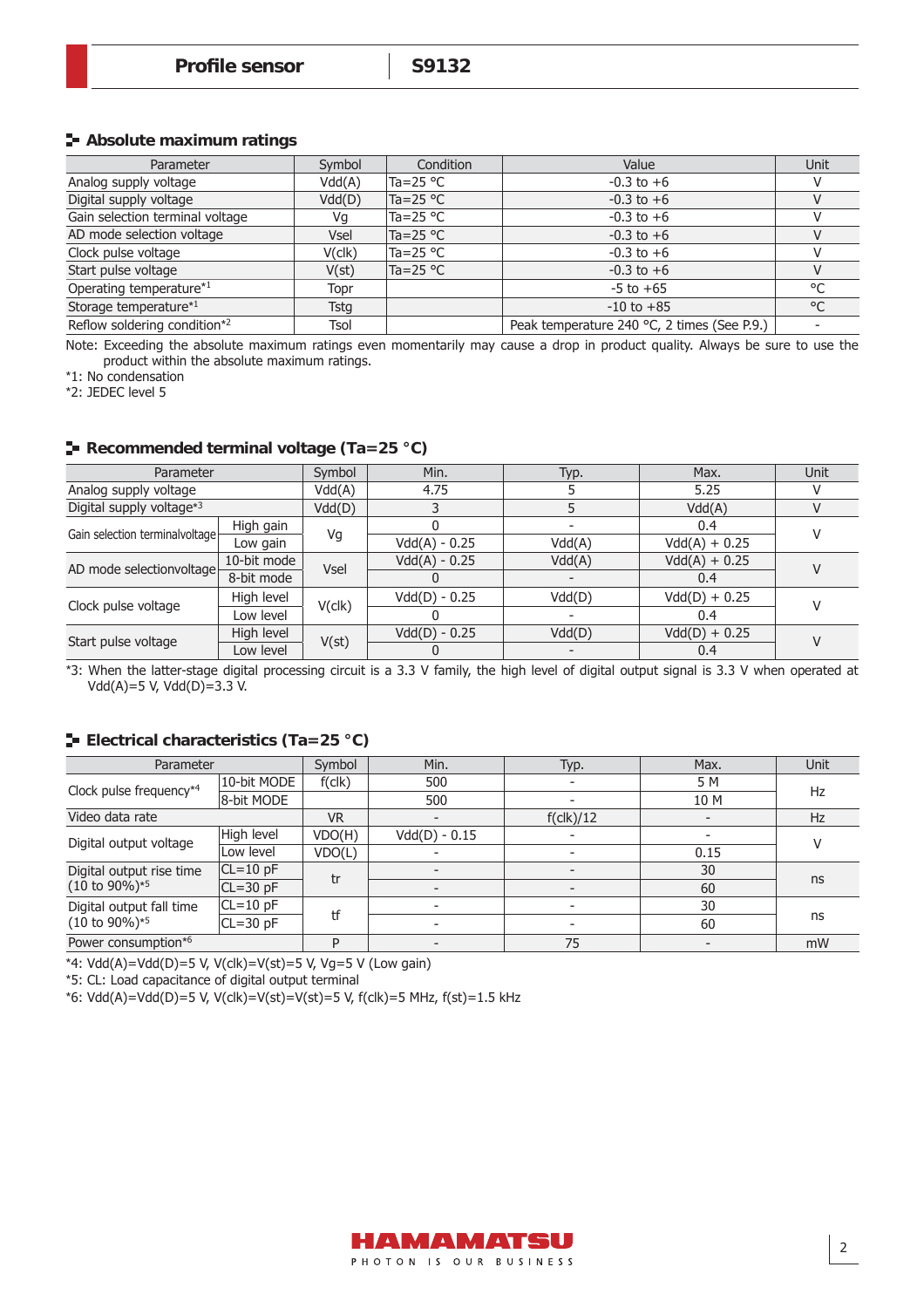## Absolute maximum ratings

| Parameter | Symbol | Condition | Value | Unit |
|---|---|---|---|---|
| Analog supply voltage | Vdd(A) | Ta=25 °C | -0.3 to +6 | V |
| Digital supply voltage | Vdd(D) | Ta=25 °C | -0.3 to +6 | V |
| Gain selection terminal voltage | Vg | Ta=25 °C | -0.3 to +6 | V |
| AD mode selection voltage | Vsel | Ta=25 °C | -0.3 to +6 | V |
| Clock pulse voltage | V(clk) | Ta=25 °C | -0.3 to +6 | V |
| Start pulse voltage | V(st) | Ta=25 °C | -0.3 to +6 | V |
| Operating temperature*1 | Topr | | -5 to +65 | °C |
| Storage temperature*1 | Tstg | | -10 to +85 | °C |
| Reflow soldering condition*2 | Tsol | | Peak temperature 240 °C, 2 times (See P.9.) | - |

Note: Exceeding the absolute maximum ratings even momentarily may cause a drop in product quality. Always be sure to use the product within the absolute maximum ratings.

*1: No condensation

*2: JEDEC level 5

## Recommended terminal voltage (Ta=25 °C)

| Parameter | | Symbol | Min. | Typ. | Max. | Unit |
|---|---|---|---|---|---|---|
| Analog supply voltage | | Vdd(A) | 4.75 | 5 | 5.25 | V |
| Digital supply voltage*3 | | Vdd(D) | 3 | 5 | Vdd(A) | V |
| Gain selection terminal voltage | High gain | Vg | 0 | - | 0.4 | V |
| | Low gain | | Vdd(A) - 0.25 | Vdd(A) | Vdd(A) + 0.25 | |
| AD mode selection voltage | 10-bit mode | Vsel | Vdd(A) - 0.25 | Vdd(A) | Vdd(A) + 0.25 | V |
| | 8-bit mode | | 0 | - | 0.4 | |
| Clock pulse voltage | High level | V(clk) | Vdd(D) - 0.25 | Vdd(D) | Vdd(D) + 0.25 | V |
| | Low level | | 0 | - | 0.4 | |
| Start pulse voltage | High level | V(st) | Vdd(D) - 0.25 | Vdd(D) | Vdd(D) + 0.25 | V |
| | Low level | | 0 | - | 0.4 | |

*3: When the latter-stage digital processing circuit is a 3.3 V family, the high level of digital output signal is 3.3 V when operated at Vdd(A)=5 V, Vdd(D)=3.3 V.

## Electrical characteristics (Ta=25 °C)

| Parameter | | Symbol | Min. | Typ. | Max. | Unit |
|---|---|---|---|---|---|---|
| Clock pulse frequency*4 | 10-bit MODE | f(clk) | 500 | - | 5 M | Hz |
| | 8-bit MODE | | 500 | - | 10 M | |
| Video data rate | | VR | - | f(clk)/12 | - | Hz |
| Digital output voltage | High level | VDO(H) | Vdd(D) - 0.15 | - | - | V |
| | Low level | VDO(L) | - | - | 0.15 | |
| Digital output rise time (10 to 90%)*5 | CL=10 pF | tr | - | - | 30 | ns |
| | CL=30 pF | | - | - | 60 | |
| Digital output fall time (10 to 90%)*5 | CL=10 pF | tf | - | - | 30 | ns |
| | CL=30 pF | | - | - | 60 | |
| Power consumption*6 | | P | - | 75 | - | mW |

*4: Vdd(A)=Vdd(D)=5 V, V(clk)=V(st)=5 V, Vg=5 V (Low gain)

*5: CL: Load capacitance of digital output terminal

*6: Vdd(A)=Vdd(D)=5 V, V(clk)=V(st)=V(st)=5 V, f(clk)=5 MHz, f(st)=1.5 kHz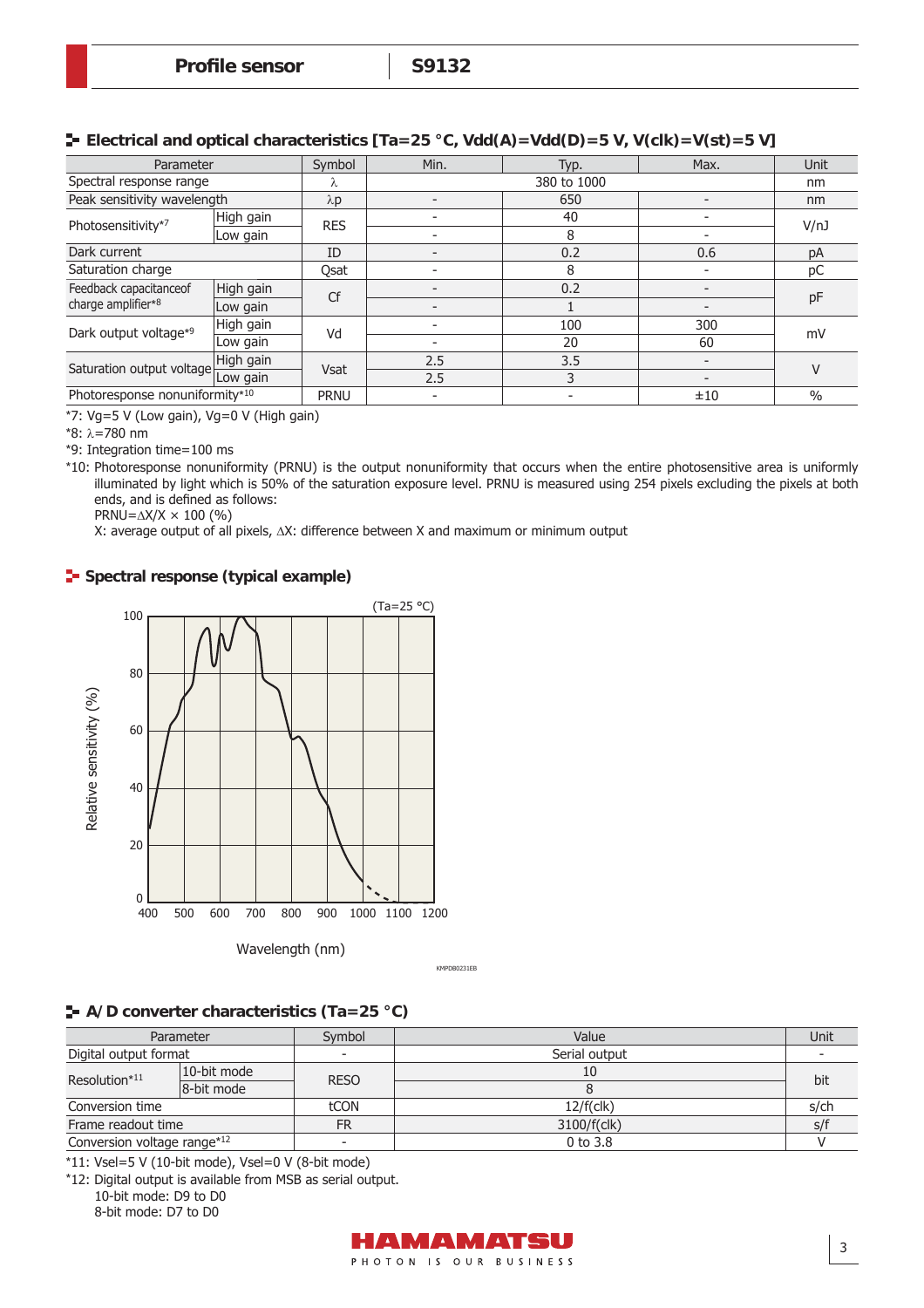## Electrical and optical characteristics [Ta=25 °C, Vdd(A)=Vdd(D)=5 V, V(clk)=V(st)=5 V]

| Parameter | | Symbol | Min. | Typ. | Max. | Unit |
|---|---|---|---|---|---|---|
| Spectral response range | | λ | | 380 to 1000 | | nm |
| Peak sensitivity wavelength | | λp | - | 650 | - | nm |
| Photosensitivity*7 | High gain | RES | - | 40 | - | V/nJ |
| | Low gain | | - | 8 | - | |
| Dark current | | ID | - | 0.2 | 0.6 | pA |
| Saturation charge | | Qsat | - | 8 | - | pC |
| Feedback capacitanceof charge amplifier*8 | High gain | Cf | - | 0.2 | - | pF |
| | Low gain | | - | 1 | - | |
| Dark output voltage*9 | High gain | Vd | - | 100 | 300 | mV |
| | Low gain | | - | 20 | 60 | |
| Saturation output voltage | High gain | Vsat | 2.5 | 3.5 | - | V |
| | Low gain | | 2.5 | 3 | - | |
| Photoresponse nonuniformity*10 | | PRNU | - | - | ±10 | % |

*7: Vg=5 V (Low gain), Vg=0 V (High gain)

*8: λ=780 nm

*9: Integration time=100 ms

*10: Photoresponse nonuniformity (PRNU) is the output nonuniformity that occurs when the entire photosensitive area is uniformly illuminated by light which is 50% of the saturation exposure level. PRNU is measured using 254 pixels excluding the pixels at both ends, and is defined as follows:

PRNU=ΔX/X × 100 (%)

X: average output of all pixels, ΔX: difference between X and maximum or minimum output

## Spectral response (typical example)

(Ta=25 °C)

Relative sensitivity (%) vs. Wavelength (nm)

KMPDB0231EB

## A/D converter characteristics (Ta=25 °C)

| Parameter | | Symbol | Value | Unit |
|---|---|---|---|---|
| Digital output format | | - | Serial output | - |
| Resolution*11 | 10-bit mode | RESO | 10 | bit |
| | 8-bit mode | | 8 | |
| Conversion time | | tCON | 12/f(clk) | s/ch |
| Frame readout time | | FR | 3100/f(clk) | s/f |
| Conversion voltage range*12 | | - | 0 to 3.8 | V |

*11: Vsel=5 V (10-bit mode), Vsel=0 V (8-bit mode)

*12: Digital output is available from MSB as serial output.

10-bit mode: D9 to D0

8-bit mode: D7 to D0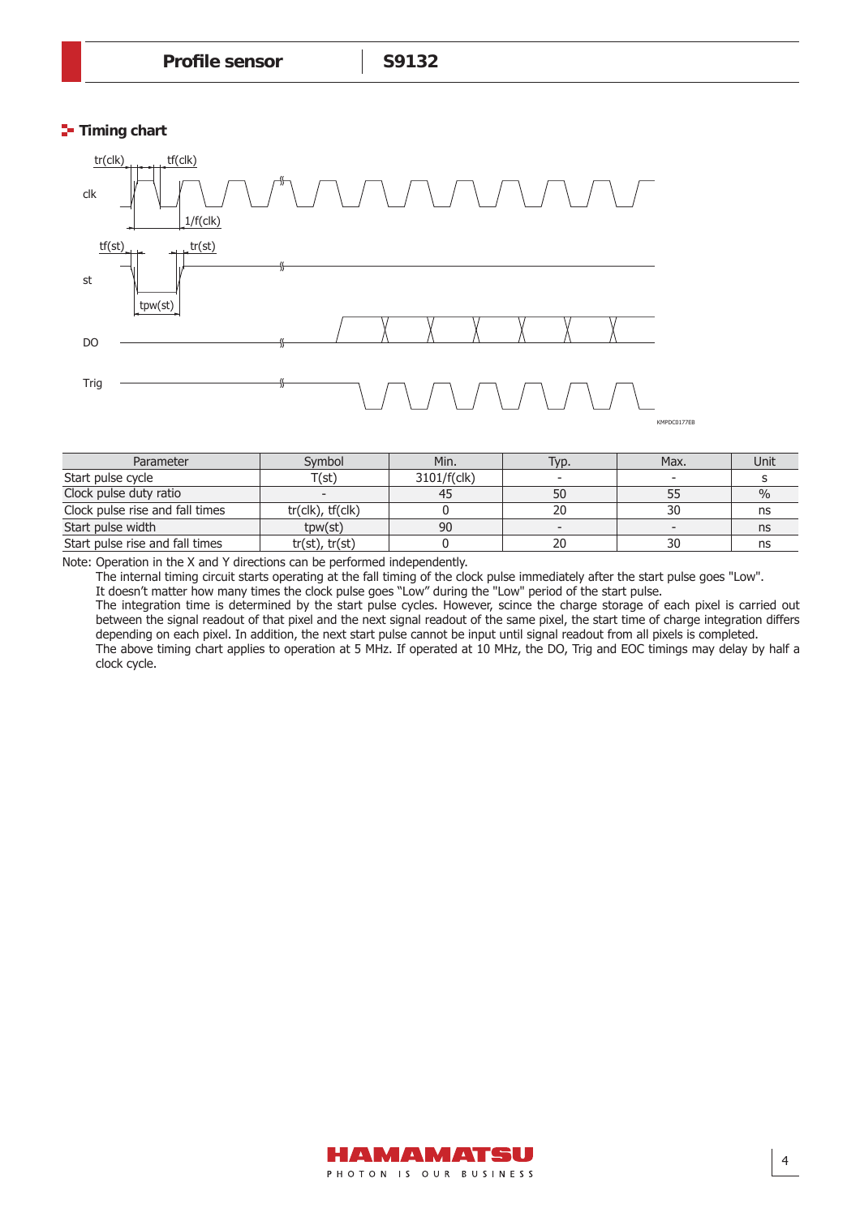## Timing chart

| Parameter | Symbol | Min. | Typ. | Max. | Unit |
|---|---|---|---|---|---|
| Start pulse cycle | T(st) | 3101/f(clk) | - | - | s |
| Clock pulse duty ratio | - | 45 | 50 | 55 | % |
| Clock pulse rise and fall times | tr(clk), tf(clk) | 0 | 20 | 30 | ns |
| Start pulse width | tpw(st) | 90 | - | - | ns |
| Start pulse rise and fall times | tr(st), tr(st) | 0 | 20 | 30 | ns |

Note: Operation in the X and Y directions can be performed independently.

The internal timing circuit starts operating at the fall timing of the clock pulse immediately after the start pulse goes "Low".

It doesn't matter how many times the clock pulse goes "Low" during the "Low" period of the start pulse.

The integration time is determined by the start pulse cycles. However, scince the charge storage of each pixel is carried out between the signal readout of that pixel and the next signal readout of the same pixel, the start time of charge integration differs depending on each pixel. In addition, the next start pulse cannot be input until signal readout from all pixels is completed.

The above timing chart applies to operation at 5 MHz. If operated at 10 MHz, the DO, Trig and EOC timings may delay by half a clock cycle.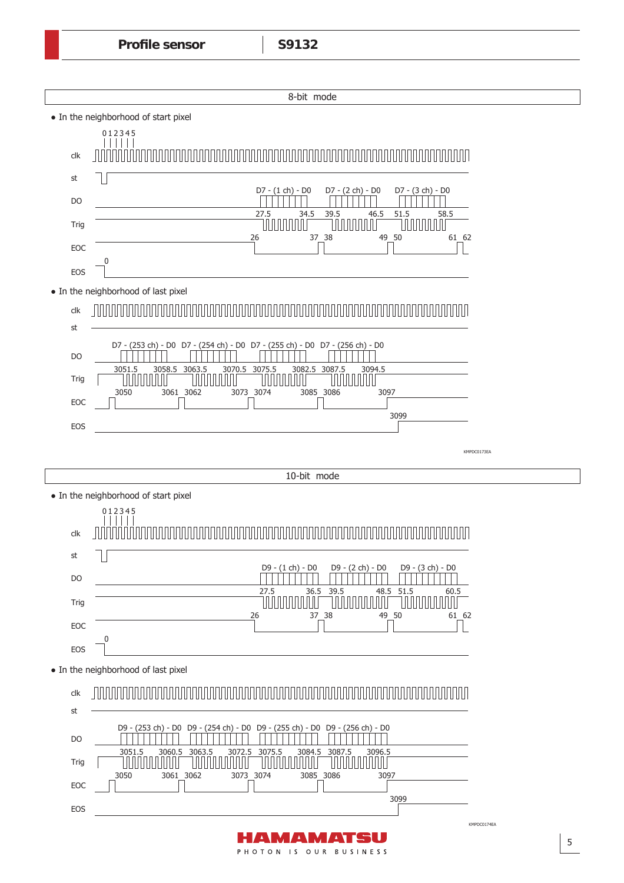## 8-bit mode

- In the neighborhood of start pixel

clk, st, DO, Trig, EOC, EOS

0 1 2 3 4 5

D7 - (1 ch) - D0    D7 - (2 ch) - D0    D7 - (3 ch) - D0

27.5    34.5    39.5    46.5    51.5    58.5

26    37    38    49    50    61    62

0

- In the neighborhood of last pixel

clk, st, DO, Trig, EOC, EOS

D7 - (253 ch) - D0    D7 - (254 ch) - D0    D7 - (255 ch) - D0    D7 - (256 ch) - D0

3051.5    3058.5    3063.5    3070.5    3075.5    3082.5    3087.5    3094.5

3050    3061    3062    3073    3074    3085    3086    3097

3099

KMPDC0173EA

## 10-bit mode

- In the neighborhood of start pixel

clk, st, DO, Trig, EOC, EOS

0 1 2 3 4 5

D9 - (1 ch) - D0    D9 - (2 ch) - D0    D9 - (3 ch) - D0

27.5    36.5    39.5    48.5    51.5    60.5

26    37    38    49    50    61    62

0

- In the neighborhood of last pixel

clk, st, DO, Trig, EOC, EOS

D9 - (253 ch) - D0    D9 - (254 ch) - D0    D9 - (255 ch) - D0    D9 - (256 ch) - D0

3051.5    3060.5    3063.5    3072.5    3075.5    3084.5    3087.5    3096.5

3050    3061    3062    3073    3074    3085    3086    3097

3099

KMPDC0174EA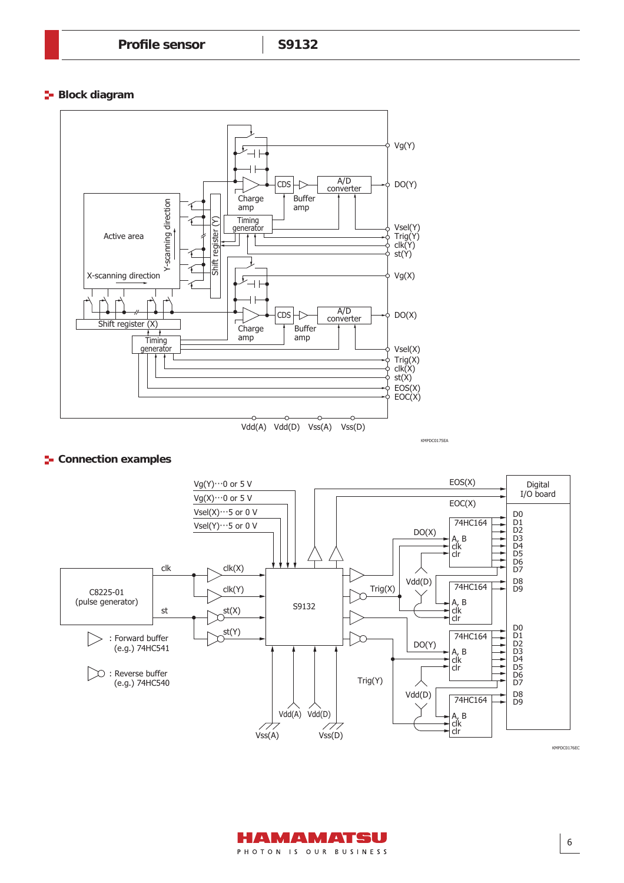## Block diagram

Active area

Y-scanning direction

X-scanning direction

Shift register (Y)

Shift register (X)

Timing generator

Charge amp

CDS

Buffer amp

A/D converter

Vg(Y)

DO(Y)

Vsel(Y)

Trig(Y)

clk(Y)

st(Y)

Vg(X)

DO(X)

Vsel(X)

Trig(X)

clk(X)

st(X)

EOS(X)

EOC(X)

Vdd(A) Vdd(D) Vss(A) Vss(D)

KMPDC0175EA

## Connection examples

Vg(Y)···0 or 5 V

Vg(X)···0 or 5 V

Vsel(X)···5 or 0 V

Vsel(Y)···5 or 0 V

EOS(X)

EOC(X)

Digital I/O board

C8225-01 (pulse generator)

clk

st

clk(X)

clk(Y)

st(X)

st(Y)

S9132

DO(X)

Trig(X)

DO(Y)

Trig(Y)

74HC164

A, B

clk

clr

Vdd(D)

D0 D1 D2 D3 D4 D5 D6 D7

D8 D9

Vdd(A) Vdd(D)

Vss(A) Vss(D)

: Forward buffer (e.g.) 74HC541

: Reverse buffer (e.g.) 74HC540

KMPDC0176EC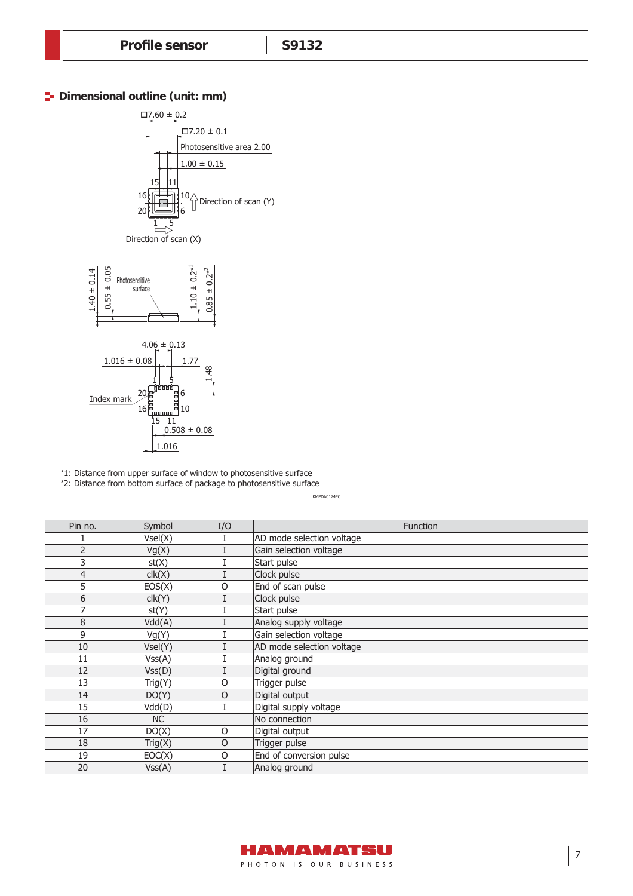## Dimensional outline (unit: mm)

□7.60 ± 0.2

□7.20 ± 0.1

Photosensitive area 2.00

1.00 ± 0.15

Direction of scan (Y)

Direction of scan (X)

1.40 ± 0.14

0.55 ± 0.05

Photosensitive surface

1.10 ± 0.2*1

0.85 ± 0.2*2

4.06 ± 0.13

1.016 ± 0.08

1.77

1.48

Index mark

0.508 ± 0.08

1.016

*1: Distance from upper surface of window to photosensitive surface

*2: Distance from bottom surface of package to photosensitive surface

KMPDA0174EC

| Pin no. | Symbol | I/O | Function |
|---|---|---|---|
| 1 | Vsel(X) | I | AD mode selection voltage |
| 2 | Vg(X) | I | Gain selection voltage |
| 3 | st(X) | I | Start pulse |
| 4 | clk(X) | I | Clock pulse |
| 5 | EOS(X) | O | End of scan pulse |
| 6 | clk(Y) | I | Clock pulse |
| 7 | st(Y) | I | Start pulse |
| 8 | Vdd(A) | I | Analog supply voltage |
| 9 | Vg(Y) | I | Gain selection voltage |
| 10 | Vsel(Y) | I | AD mode selection voltage |
| 11 | Vss(A) | I | Analog ground |
| 12 | Vss(D) | I | Digital ground |
| 13 | Trig(Y) | O | Trigger pulse |
| 14 | DO(Y) | O | Digital output |
| 15 | Vdd(D) | I | Digital supply voltage |
| 16 | NC | | No connection |
| 17 | DO(X) | O | Digital output |
| 18 | Trig(X) | O | Trigger pulse |
| 19 | EOC(X) | O | End of conversion pulse |
| 20 | Vss(A) | I | Analog ground |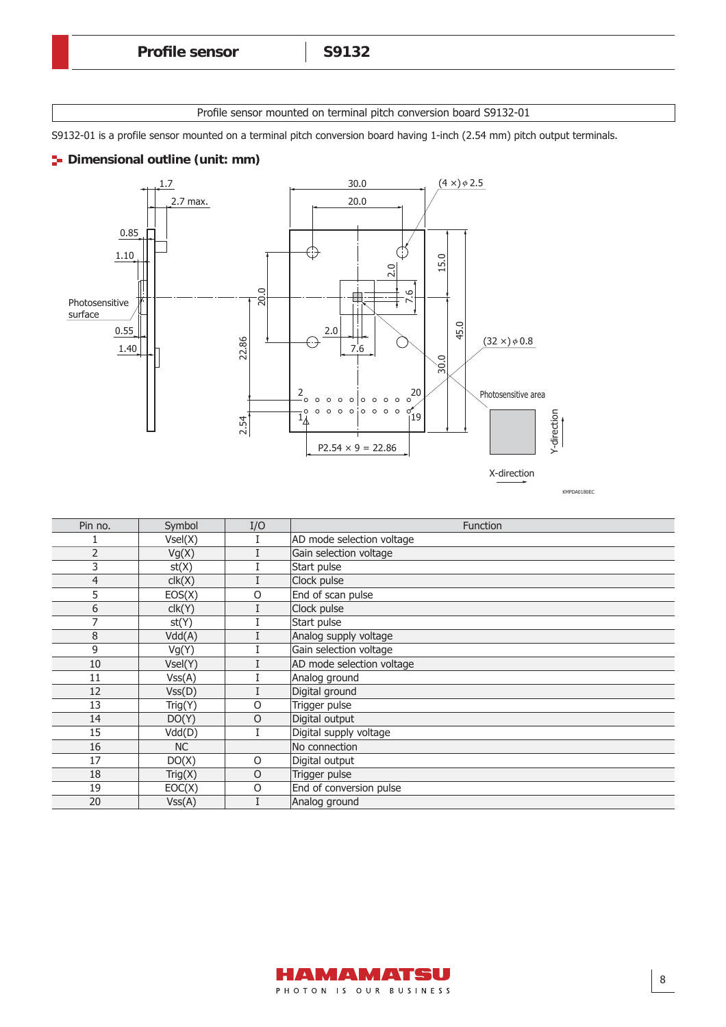Profile sensor mounted on terminal pitch conversion board S9132-01

S9132-01 is a profile sensor mounted on a terminal pitch conversion board having 1-inch (2.54 mm) pitch output terminals.

## Dimensional outline (unit: mm)

| Pin no. | Symbol | I/O | Function |
|---|---|---|---|
| 1 | Vsel(X) | I | AD mode selection voltage |
| 2 | Vg(X) | I | Gain selection voltage |
| 3 | st(X) | I | Start pulse |
| 4 | clk(X) | I | Clock pulse |
| 5 | EOS(X) | O | End of scan pulse |
| 6 | clk(Y) | I | Clock pulse |
| 7 | st(Y) | I | Start pulse |
| 8 | Vdd(A) | I | Analog supply voltage |
| 9 | Vg(Y) | I | Gain selection voltage |
| 10 | Vsel(Y) | I | AD mode selection voltage |
| 11 | Vss(A) | I | Analog ground |
| 12 | Vss(D) | I | Digital ground |
| 13 | Trig(Y) | O | Trigger pulse |
| 14 | DO(Y) | O | Digital output |
| 15 | Vdd(D) | I | Digital supply voltage |
| 16 | NC | | No connection |
| 17 | DO(X) | O | Digital output |
| 18 | Trig(X) | O | Trigger pulse |
| 19 | EOC(X) | O | End of conversion pulse |
| 20 | Vss(A) | I | Analog ground |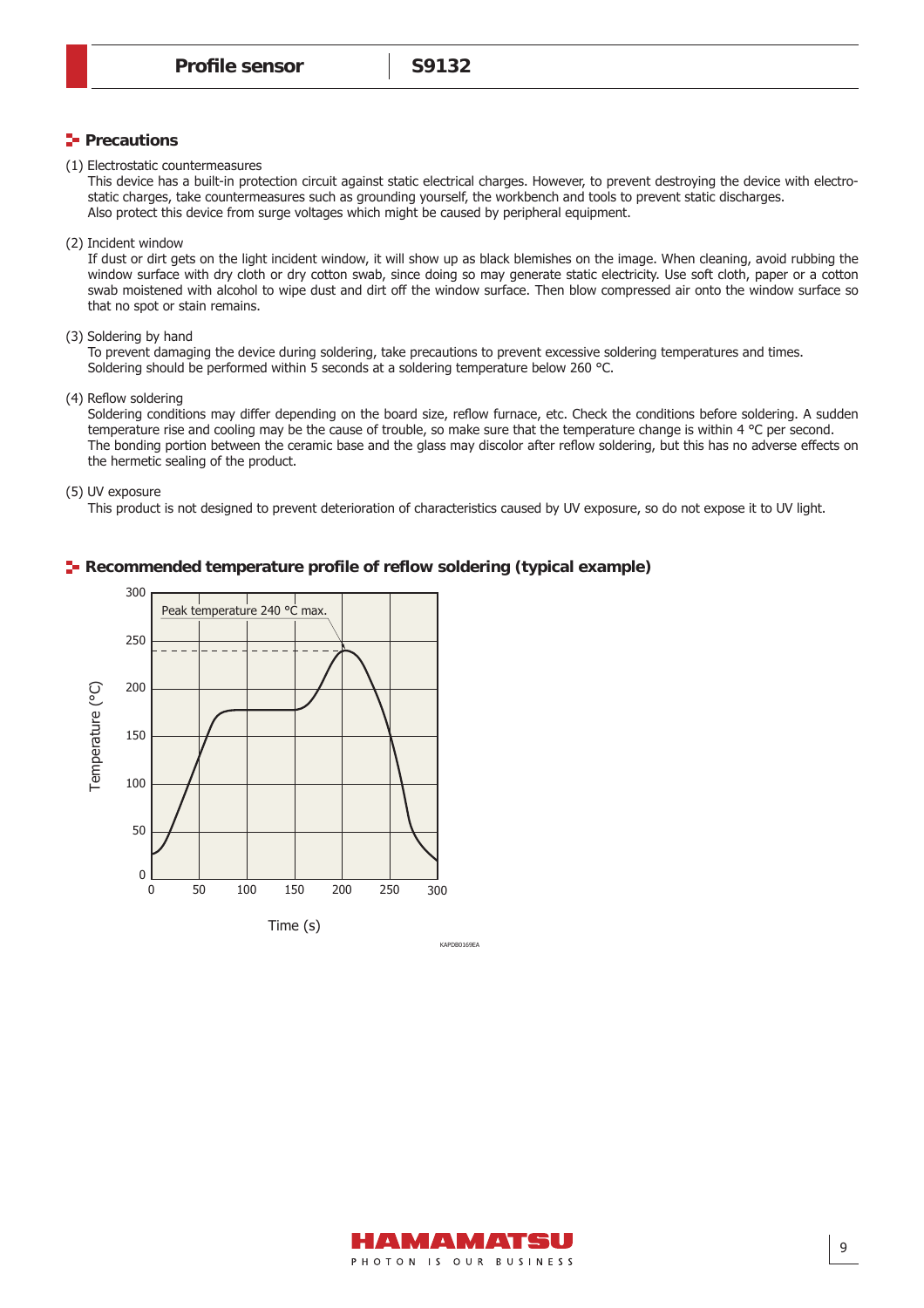## Precautions

(1) Electrostatic countermeasures

This device has a built-in protection circuit against static electrical charges. However, to prevent destroying the device with electrostatic charges, take countermeasures such as grounding yourself, the workbench and tools to prevent static discharges.
Also protect this device from surge voltages which might be caused by peripheral equipment.

(2) Incident window

If dust or dirt gets on the light incident window, it will show up as black blemishes on the image. When cleaning, avoid rubbing the window surface with dry cloth or dry cotton swab, since doing so may generate static electricity. Use soft cloth, paper or a cotton swab moistened with alcohol to wipe dust and dirt off the window surface. Then blow compressed air onto the window surface so that no spot or stain remains.

(3) Soldering by hand

To prevent damaging the device during soldering, take precautions to prevent excessive soldering temperatures and times.
Soldering should be performed within 5 seconds at a soldering temperature below 260 °C.

(4) Reflow soldering

Soldering conditions may differ depending on the board size, reflow furnace, etc. Check the conditions before soldering. A sudden temperature rise and cooling may be the cause of trouble, so make sure that the temperature change is within 4 °C per second.
The bonding portion between the ceramic base and the glass may discolor after reflow soldering, but this has no adverse effects on the hermetic sealing of the product.

(5) UV exposure

This product is not designed to prevent deterioration of characteristics caused by UV exposure, so do not expose it to UV light.

## Recommended temperature profile of reflow soldering (typical example)

Peak temperature 240 °C max.

Temperature (°C)

Time (s)

KAPDB0169EA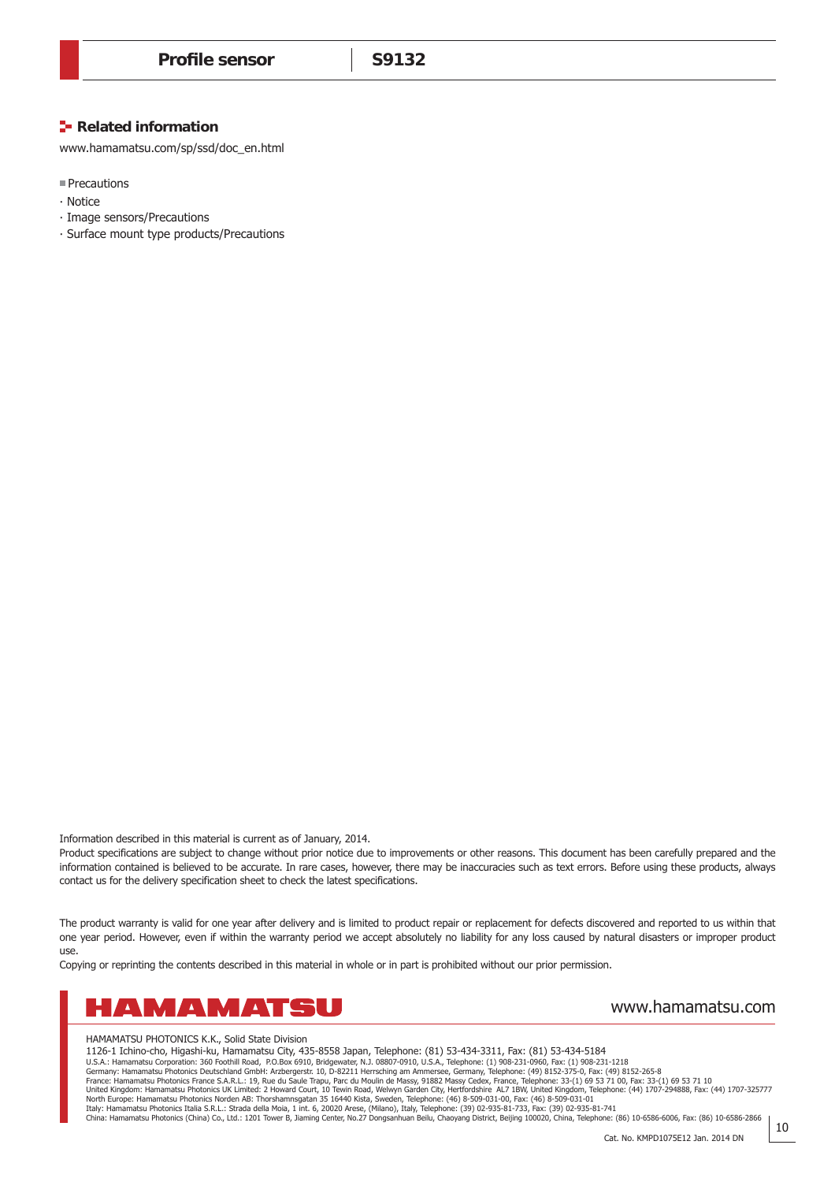## Related information

www.hamamatsu.com/sp/ssd/doc_en.html

- Precautions
- · Notice
- · Image sensors/Precautions
- · Surface mount type products/Precautions

Information described in this material is current as of January, 2014.

Product specifications are subject to change without prior notice due to improvements or other reasons. This document has been carefully prepared and the information contained is believed to be accurate. In rare cases, however, there may be inaccuracies such as text errors. Before using these products, always contact us for the delivery specification sheet to check the latest specifications.

The product warranty is valid for one year after delivery and is limited to product repair or replacement for defects discovered and reported to us within that one year period. However, even if within the warranty period we accept absolutely no liability for any loss caused by natural disasters or improper product use.

Copying or reprinting the contents described in this material in whole or in part is prohibited without our prior permission.

HAMAMATSU

www.hamamatsu.com

HAMAMATSU PHOTONICS K.K., Solid State Division

1126-1 Ichino-cho, Higashi-ku, Hamamatsu City, 435-8558 Japan, Telephone: (81) 53-434-3311, Fax: (81) 53-434-5184

U.S.A.: Hamamatsu Corporation: 360 Foothill Road, P.O.Box 6910, Bridgewater, N.J. 08807-0910, U.S.A., Telephone: (1) 908-231-0960, Fax: (1) 908-231-1218

Germany: Hamamatsu Photonics Deutschland GmbH: Arzbergerstr. 10, D-82211 Herrsching am Ammersee, Germany, Telephone: (49) 8152-375-0, Fax: (49) 8152-265-8

France: Hamamatsu Photonics France S.A.R.L.: 19, Rue du Saule Trapu, Parc du Moulin de Massy, 91882 Massy Cedex, France, Telephone: 33-(1) 69 53 71 00, Fax: 33-(1) 69 53 71 10

United Kingdom: Hamamatsu Photonics UK Limited: 2 Howard Court, 10 Tewin Road, Welwyn Garden City, Hertfordshire AL7 1BW, United Kingdom, Telephone: (44) 1707-294888, Fax: (44) 1707-325777

North Europe: Hamamatsu Photonics Norden AB: Thorshamnsgatan 35 16440 Kista, Sweden, Telephone: (46) 8-509-031-00, Fax: (46) 8-509-031-01

Italy: Hamamatsu Photonics Italia S.R.L.: Strada della Moia, 1 int. 6, 20020 Arese, (Milano), Italy, Telephone: (39) 02-935-81-733, Fax: (39) 02-935-81-741

China: Hamamatsu Photonics (China) Co., Ltd.: 1201 Tower B, Jiaming Center, No.27 Dongsanhuan Beilu, Chaoyang District, Beijing 100020, China, Telephone: (86) 10-6586-6006, Fax: (86) 10-6586-2866

Cat. No. KMPD1075E12 Jan. 2014 DN